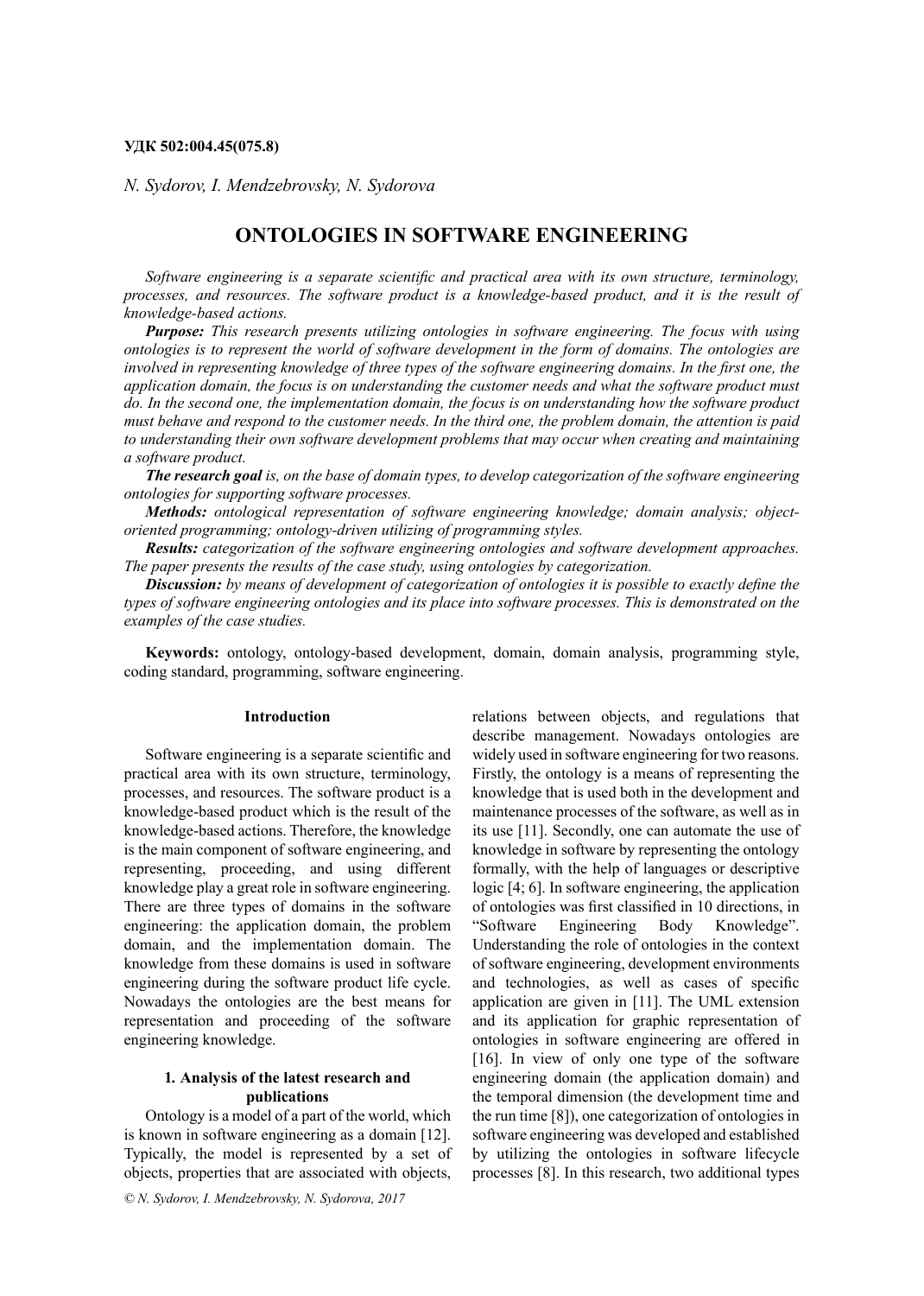**УДК 502:004.45(075.8)**

*N. Sydorov, I. Mendzebrovsky, N. Sydorova*

# ONTOLOGIES IN SOFTWARE ENGINEERING

*Software engineering is a separate scientific and practical area with its own structure, terminology, processes, and resources. The software product is a knowledge-based product, and it is the result of knowledge-based actions.*

***Purpose:*** *This research presents utilizing ontologies in software engineering. The focus with using ontologies is to represent the world of software development in the form of domains. The ontologies are involved in representing knowledge of three types of the software engineering domains. In the first one, the application domain, the focus is on understanding the customer needs and what the software product must do. In the second one, the implementation domain, the focus is on understanding how the software product must behave and respond to the customer needs. In the third one, the problem domain, the attention is paid to understanding their own software development problems that may occur when creating and maintaining a software product.*

***The research goal*** *is, on the base of domain types, to develop categorization of the software engineering ontologies for supporting software processes.*

***Methods:*** *ontological representation of software engineering knowledge; domain analysis; object-oriented programming; ontology-driven utilizing of programming styles.*

***Results:*** *categorization of the software engineering ontologies and software development approaches. The paper presents the results of the case study, using ontologies by categorization.*

***Discussion:*** *by means of development of categorization of ontologies it is possible to exactly define the types of software engineering ontologies and its place into software processes. This is demonstrated on the examples of the case studies.*

**Keywords:** ontology, ontology-based development, domain, domain analysis, programming style, coding standard, programming, software engineering.

## Introduction

Software engineering is a separate scientific and practical area with its own structure, terminology, processes, and resources. The software product is a knowledge-based product which is the result of the knowledge-based actions. Therefore, the knowledge is the main component of software engineering, and representing, proceeding, and using different knowledge play a great role in software engineering. There are three types of domains in the software engineering: the application domain, the problem domain, and the implementation domain. The knowledge from these domains is used in software engineering during the software product life cycle. Nowadays the ontologies are the best means for representation and proceeding of the software engineering knowledge.

## 1. Analysis of the latest research and publications

Ontology is a model of a part of the world, which is known in software engineering as a domain [12]. Typically, the model is represented by a set of objects, properties that are associated with objects, relations between objects, and regulations that describe management. Nowadays ontologies are widely used in software engineering for two reasons. Firstly, the ontology is a means of representing the knowledge that is used both in the development and maintenance processes of the software, as well as in its use [11]. Secondly, one can automate the use of knowledge in software by representing the ontology formally, with the help of languages or descriptive logic [4; 6]. In software engineering, the application of ontologies was first classified in 10 directions, in "Software Engineering Body Knowledge". Understanding the role of ontologies in the context of software engineering, development environments and technologies, as well as cases of specific application are given in [11]. The UML extension and its application for graphic representation of ontologies in software engineering are offered in [16]. In view of only one type of the software engineering domain (the application domain) and the temporal dimension (the development time and the run time [8]), one categorization of ontologies in software engineering was developed and established by utilizing the ontologies in software lifecycle processes [8]. In this research, two additional types

*© N. Sydorov, I. Mendzebrovsky, N. Sydorova, 2017*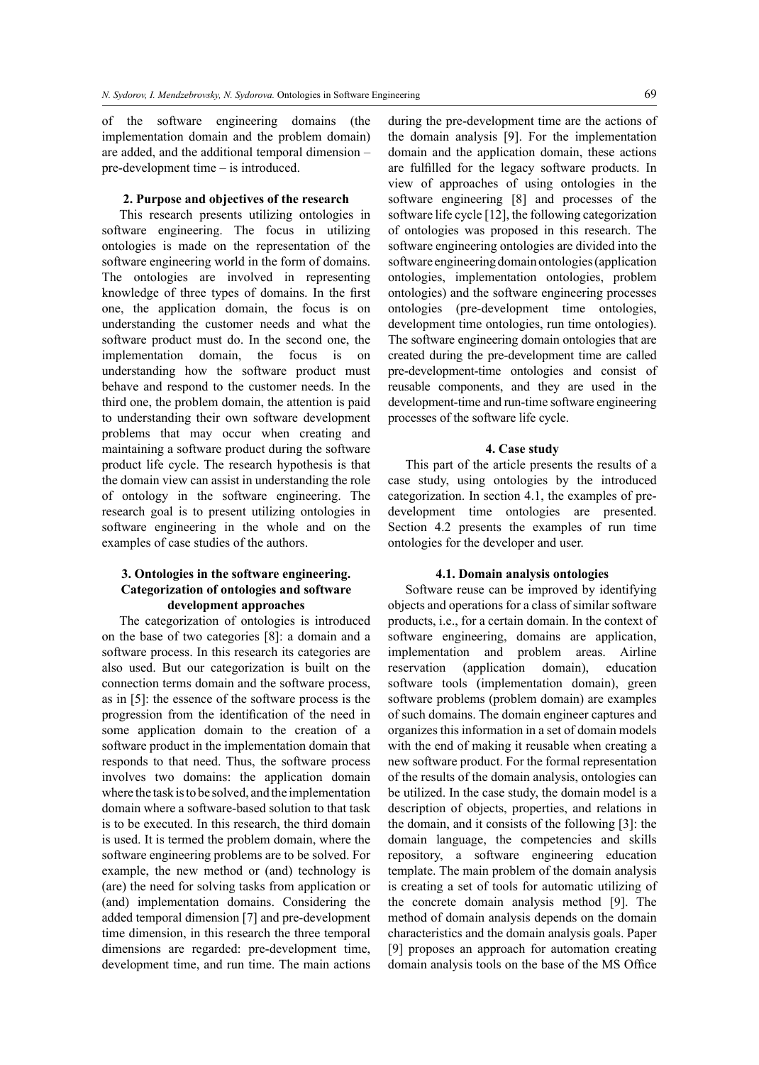of the software engineering domains (the implementation domain and the problem domain) are added, and the additional temporal dimension – pre-development time – is introduced.

## 2. Purpose and objectives of the research

This research presents utilizing ontologies in software engineering. The focus in utilizing ontologies is made on the representation of the software engineering world in the form of domains. The ontologies are involved in representing knowledge of three types of domains. In the first one, the application domain, the focus is on understanding the customer needs and what the software product must do. In the second one, the implementation domain, the focus is on understanding how the software product must behave and respond to the customer needs. In the third one, the problem domain, the attention is paid to understanding their own software development problems that may occur when creating and maintaining a software product during the software product life cycle. The research hypothesis is that the domain view can assist in understanding the role of ontology in the software engineering. The research goal is to present utilizing ontologies in software engineering in the whole and on the examples of case studies of the authors.

## 3. Ontologies in the software engineering. Categorization of ontologies and software development approaches

The categorization of ontologies is introduced on the base of two categories [8]: a domain and a software process. In this research its categories are also used. But our categorization is built on the connection terms domain and the software process, as in [5]: the essence of the software process is the progression from the identification of the need in some application domain to the creation of a software product in the implementation domain that responds to that need. Thus, the software process involves two domains: the application domain where the task is to be solved, and the implementation domain where a software-based solution to that task is to be executed. In this research, the third domain is used. It is termed the problem domain, where the software engineering problems are to be solved. For example, the new method or (and) technology is (are) the need for solving tasks from application or (and) implementation domains. Considering the added temporal dimension [7] and pre-development time dimension, in this research the three temporal dimensions are regarded: pre-development time, development time, and run time. The main actions during the pre-development time are the actions of the domain analysis [9]. For the implementation domain and the application domain, these actions are fulfilled for the legacy software products. In view of approaches of using ontologies in the software engineering [8] and processes of the software life cycle [12], the following categorization of ontologies was proposed in this research. The software engineering ontologies are divided into the software engineering domain ontologies (application ontologies, implementation ontologies, problem ontologies) and the software engineering processes ontologies (pre-development time ontologies, development time ontologies, run time ontologies). The software engineering domain ontologies that are created during the pre-development time are called pre-development-time ontologies and consist of reusable components, and they are used in the development-time and run-time software engineering processes of the software life cycle.

## 4. Case study

This part of the article presents the results of a case study, using ontologies by the introduced categorization. In section 4.1, the examples of pre-development time ontologies are presented. Section 4.2 presents the examples of run time ontologies for the developer and user.

### 4.1. Domain analysis ontologies

Software reuse can be improved by identifying objects and operations for a class of similar software products, i.e., for a certain domain. In the context of software engineering, domains are application, implementation and problem areas. Airline reservation (application domain), education software tools (implementation domain), green software problems (problem domain) are examples of such domains. The domain engineer captures and organizes this information in a set of domain models with the end of making it reusable when creating a new software product. For the formal representation of the results of the domain analysis, ontologies can be utilized. In the case study, the domain model is a description of objects, properties, and relations in the domain, and it consists of the following [3]: the domain language, the competencies and skills repository, a software engineering education template. The main problem of the domain analysis is creating a set of tools for automatic utilizing of the concrete domain analysis method [9]. The method of domain analysis depends on the domain characteristics and the domain analysis goals. Paper [9] proposes an approach for automation creating domain analysis tools on the base of the MS Office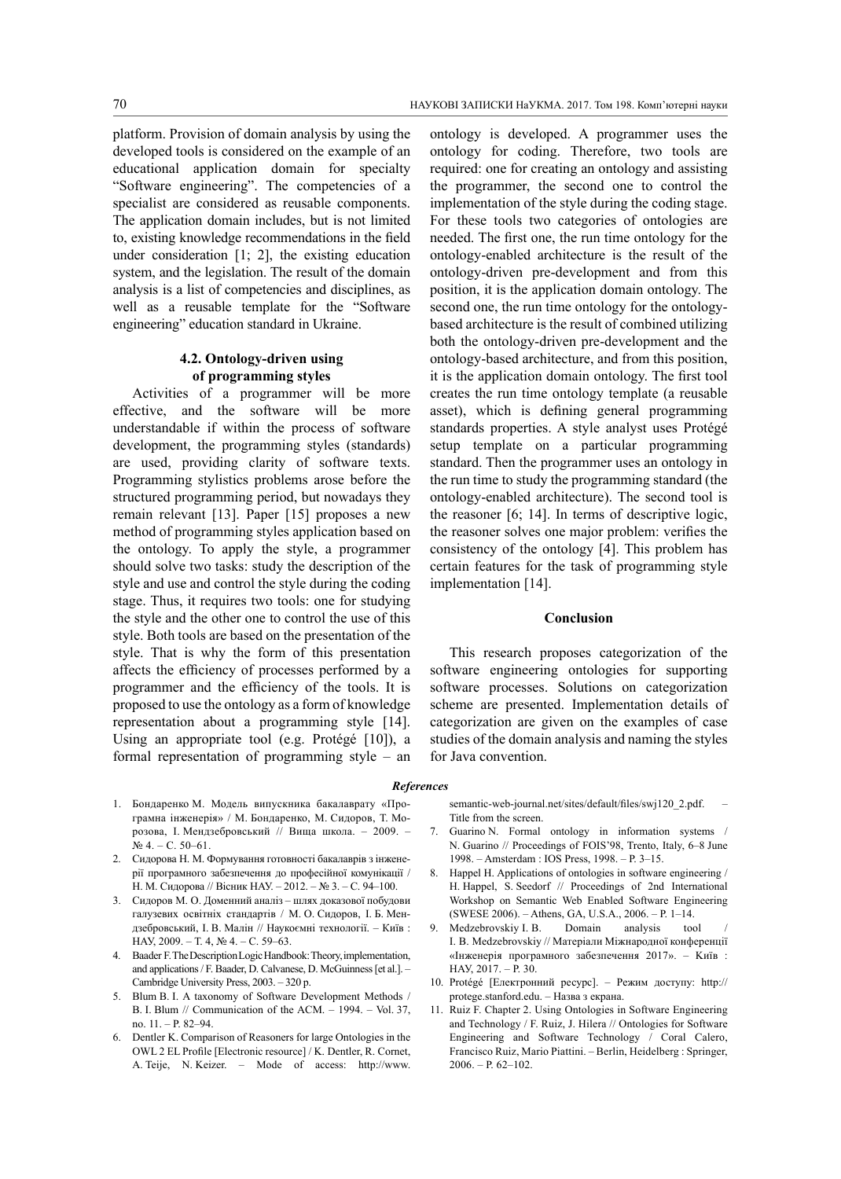platform. Provision of domain analysis by using the developed tools is considered on the example of an educational application domain for specialty "Software engineering". The competencies of a specialist are considered as reusable components. The application domain includes, but is not limited to, existing knowledge recommendations in the field under consideration [1; 2], the existing education system, and the legislation. The result of the domain analysis is a list of competencies and disciplines, as well as a reusable template for the "Software engineering" education standard in Ukraine.

### 4.2. Ontology-driven using of programming styles

Activities of a programmer will be more effective, and the software will be more understandable if within the process of software development, the programming styles (standards) are used, providing clarity of software texts. Programming stylistics problems arose before the structured programming period, but nowadays they remain relevant [13]. Paper [15] proposes a new method of programming styles application based on the ontology. To apply the style, a programmer should solve two tasks: study the description of the style and use and control the style during the coding stage. Thus, it requires two tools: one for studying the style and the other one to control the use of this style. Both tools are based on the presentation of the style. That is why the form of this presentation affects the efficiency of processes performed by a programmer and the efficiency of the tools. It is proposed to use the ontology as a form of knowledge representation about a programming style [14]. Using an appropriate tool (e.g. Protégé [10]), a formal representation of programming style – an ontology is developed. A programmer uses the ontology for coding. Therefore, two tools are required: one for creating an ontology and assisting the programmer, the second one to control the implementation of the style during the coding stage. For these tools two categories of ontologies are needed. The first one, the run time ontology for the ontology-enabled architecture is the result of the ontology-driven pre-development and from this position, it is the application domain ontology. The second one, the run time ontology for the ontology-based architecture is the result of combined utilizing both the ontology-driven pre-development and the ontology-based architecture, and from this position, it is the application domain ontology. The first tool creates the run time ontology template (a reusable asset), which is defining general programming standards properties. A style analyst uses Protégé setup template on a particular programming standard. Then the programmer uses an ontology in the run time to study the programming standard (the ontology-enabled architecture). The second tool is the reasoner [6; 14]. In terms of descriptive logic, the reasoner solves one major problem: verifies the consistency of the ontology [4]. This problem has certain features for the task of programming style implementation [14].

### Conclusion

This research proposes categorization of the software engineering ontologies for supporting software processes. Solutions on categorization scheme are presented. Implementation details of categorization are given on the examples of case studies of the domain analysis and naming the styles for Java convention.

### *References*

1. Бондаренко М. Модель випускника бакалаврату «Програмна інженерія» / М. Бондаренко, М. Сидоров, Т. Морозова, І. Мендзебровський // Вища школа. – 2009. – № 4. – С. 50–61.
2. Сидорова Н. М. Формування готовності бакалаврів з інженерії програмного забезпечення до професійної комунікації / Н. М. Сидорова // Вісник НАУ. – 2012. – № 3. – С. 94–100.
3. Сидоров М. О. Доменний аналіз – шлях доказової побудови галузевих освітніх стандартів / М. О. Сидоров, І. Б. Мендзебровський, І. В. Малін // Наукоємні технології. – Київ : НАУ, 2009. – Т. 4, № 4. – С. 59–63.
4. Baader F. The Description Logic Handbook: Theory, implementation, and applications / F. Baader, D. Calvanese, D. McGuinness [et al.]. – Cambridge University Press, 2003. – 320 p.
5. Blum B. I. A taxonomy of Software Development Methods / B. I. Blum // Communication of the ACM. – 1994. – Vol. 37, no. 11. – P. 82–94.
6. Dentler K. Comparison of Reasoners for large Ontologies in the OWL 2 EL Profile [Electronic resource] / K. Dentler, R. Cornet, A. Teije, N. Keizer. – Mode of access: http://www.semantic-web-journal.net/sites/default/files/swj120_2.pdf. – Title from the screen.
7. Guarino N. Formal ontology in information systems / N. Guarino // Proceedings of FOIS'98, Trento, Italy, 6–8 June 1998. – Amsterdam : IOS Press, 1998. – P. 3–15.
8. Happel H. Applications of ontologies in software engineering / H. Happel, S. Seedorf // Proceedings of 2nd International Workshop on Semantic Web Enabled Software Engineering (SWESE 2006). – Athens, GA, U.S.A., 2006. – P. 1–14.
9. Medzebrovskiy I. B. Domain analysis tool / I. B. Medzebrovskiy // Матеріали Міжнародної конференції «Інженерія програмного забезпечення 2017». – Київ : НАУ, 2017. – P. 30.
10. Protégé [Електронний ресурс]. – Режим доступу: http://protege.stanford.edu. – Назва з екрана.
11. Ruiz F. Chapter 2. Using Ontologies in Software Engineering and Technology / F. Ruiz, J. Hilera // Ontologies for Software Engineering and Software Technology / Coral Calero, Francisco Ruiz, Mario Piattini. – Berlin, Heidelberg : Springer, 2006. – P. 62–102.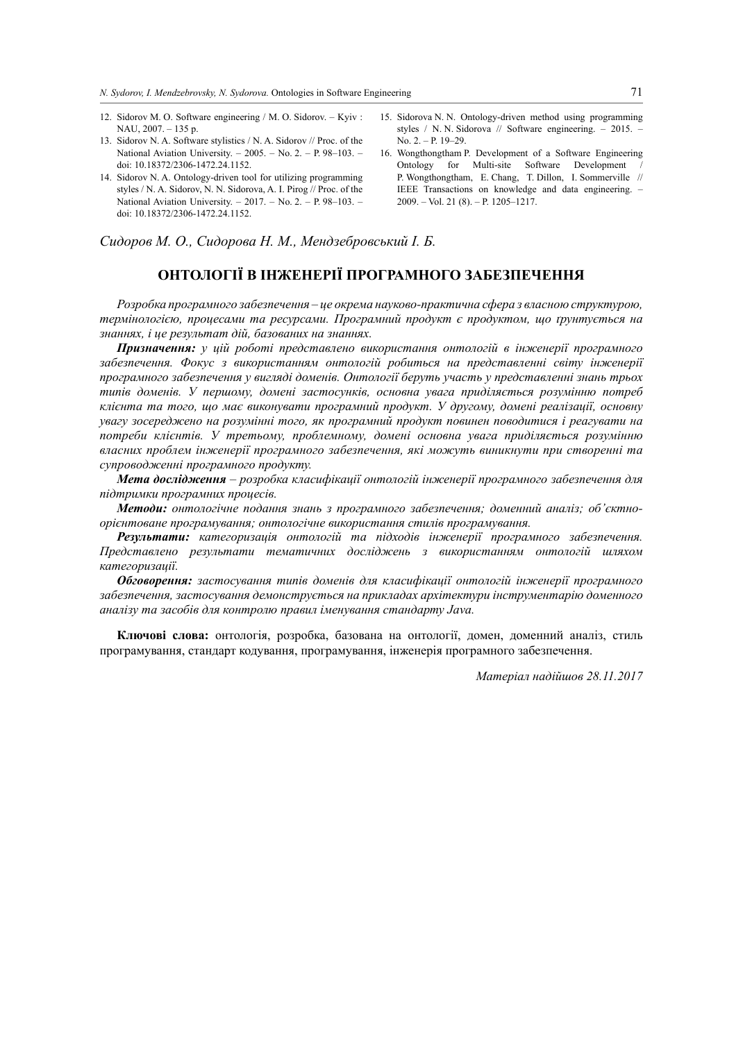12. Sidorov M. O. Software engineering / M. O. Sidorov. – Kyiv : NAU, 2007. – 135 p.
13. Sidorov N. A. Software stylistics / N. A. Sidorov // Proc. of the National Aviation University. – 2005. – No. 2. – P. 98–103. – doi: 10.18372/2306-1472.24.1152.
14. Sidorov N. A. Ontology-driven tool for utilizing programming styles / N. A. Sidorov, N. N. Sidorova, A. I. Pirog // Proc. of the National Aviation University. – 2017. – No. 2. – P. 98–103. – doi: 10.18372/2306-1472.24.1152.
15. Sidorova N. N. Ontology-driven method using programming styles / N. N. Sidorova // Software engineering. – 2015. – No. 2. – P. 19–29.
16. Wongthongtham P. Development of a Software Engineering Ontology for Multi-site Software Development / P. Wongthongtham, E. Chang, T. Dillon, I. Sommerville // IEEE Transactions on knowledge and data engineering. – 2009. – Vol. 21 (8). – P. 1205–1217.

*Сидоров М. О., Сидорова Н. М., Мендзебровський І. Б.*

## ОНТОЛОГІЇ В ІНЖЕНЕРІЇ ПРОГРАМНОГО ЗАБЕЗПЕЧЕННЯ

*Розробка програмного забезпечення – це окрема науково-практична сфера з власною структурою, термінологією, процесами та ресурсами. Програмний продукт є продуктом, що ґрунтується на знаннях, і це результат дій, базованих на знаннях.*

***Призначення:*** *у цій роботі представлено використання онтологій в інженерії програмного забезпечення. Фокус з використанням онтологій робиться на представленні світу інженерії програмного забезпечення у вигляді доменів. Онтології беруть участь у представленні знань трьох типів доменів. У першому, домені застосунків, основна увага приділяється розумінню потреб клієнта та того, що має виконувати програмний продукт. У другому, домені реалізації, основну увагу зосереджено на розумінні того, як програмний продукт повинен поводитися і реагувати на потреби клієнтів. У третьому, проблемному, домені основна увага приділяється розумінню власних проблем інженерії програмного забезпечення, які можуть виникнути при створенні та супроводженні програмного продукту.*

***Мета дослідження*** *– розробка класифікації онтологій інженерії програмного забезпечення для підтримки програмних процесів.*

***Методи:*** *онтологічне подання знань з програмного забезпечення; доменний аналіз; об'єктно-орієнтоване програмування; онтологічне використання стилів програмування.*

***Результати:*** *категоризація онтологій та підходів інженерії програмного забезпечення. Представлено результати тематичних досліджень з використанням онтологій шляхом категоризації.*

***Обговорення:*** *застосування типів доменів для класифікації онтологій інженерії програмного забезпечення, застосування демонструється на прикладах архітектури інструментарію доменного аналізу та засобів для контролю правил іменування стандарту Java.*

**Ключові слова:** онтологія, розробка, базована на онтології, домен, доменний аналіз, стиль програмування, стандарт кодування, програмування, інженерія програмного забезпечення.

*Матеріал надійшов 28.11.2017*